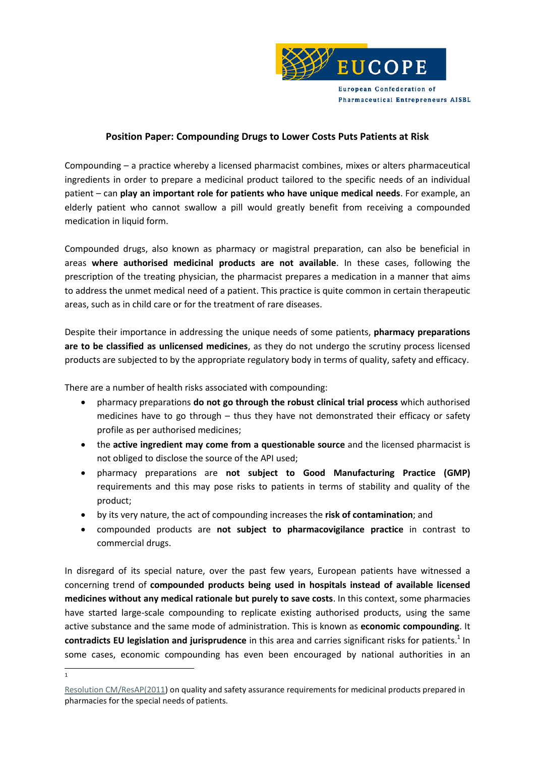EUCOPE

European Confederation of Pharmaceutical Entrepreneurs AISBL

## Position Paper: Compounding Drugs to Lower Costs Puts Patients at Risk

Compounding – a practice whereby a licensed pharmacist combines, mixes or alters pharmaceutical ingredients in order to prepare a medicinal product tailored to the specific needs of an individual patient – can **play an important role for patients who have unique medical needs**. For example, an elderly patient who cannot swallow a pill would greatly benefit from receiving a compounded medication in liquid form.

Compounded drugs, also known as pharmacy or magistral preparation, can also be beneficial in areas **where authorised medicinal products are not available**. In these cases, following the prescription of the treating physician, the pharmacist prepares a medication in a manner that aims to address the unmet medical need of a patient. This practice is quite common in certain therapeutic areas, such as in child care or for the treatment of rare diseases.

Despite their importance in addressing the unique needs of some patients, **pharmacy preparations are to be classified as unlicensed medicines**, as they do not undergo the scrutiny process licensed products are subjected to by the appropriate regulatory body in terms of quality, safety and efficacy.

There are a number of health risks associated with compounding:

- pharmacy preparations **do not go through the robust clinical trial process** which authorised medicines have to go through – thus they have not demonstrated their efficacy or safety profile as per authorised medicines;
- the **active ingredient may come from a questionable source** and the licensed pharmacist is not obliged to disclose the source of the API used;
- pharmacy preparations are **not subject to Good Manufacturing Practice (GMP)** requirements and this may pose risks to patients in terms of stability and quality of the product;
- by its very nature, the act of compounding increases the **risk of contamination**; and
- compounded products are **not subject to pharmacovigilance practice** in contrast to commercial drugs.

In disregard of its special nature, over the past few years, European patients have witnessed a concerning trend of **compounded products being used in hospitals instead of available licensed medicines without any medical rationale but purely to save costs**. In this context, some pharmacies have started large-scale compounding to replicate existing authorised products, using the same active substance and the same mode of administration. This is known as **economic compounding**. It **contradicts EU legislation and jurisprudence** in this area and carries significant risks for patients.[1] In some cases, economic compounding has even been encouraged by national authorities in an

[1] Resolution CM/ResAP(2011) on quality and safety assurance requirements for medicinal products prepared in pharmacies for the special needs of patients.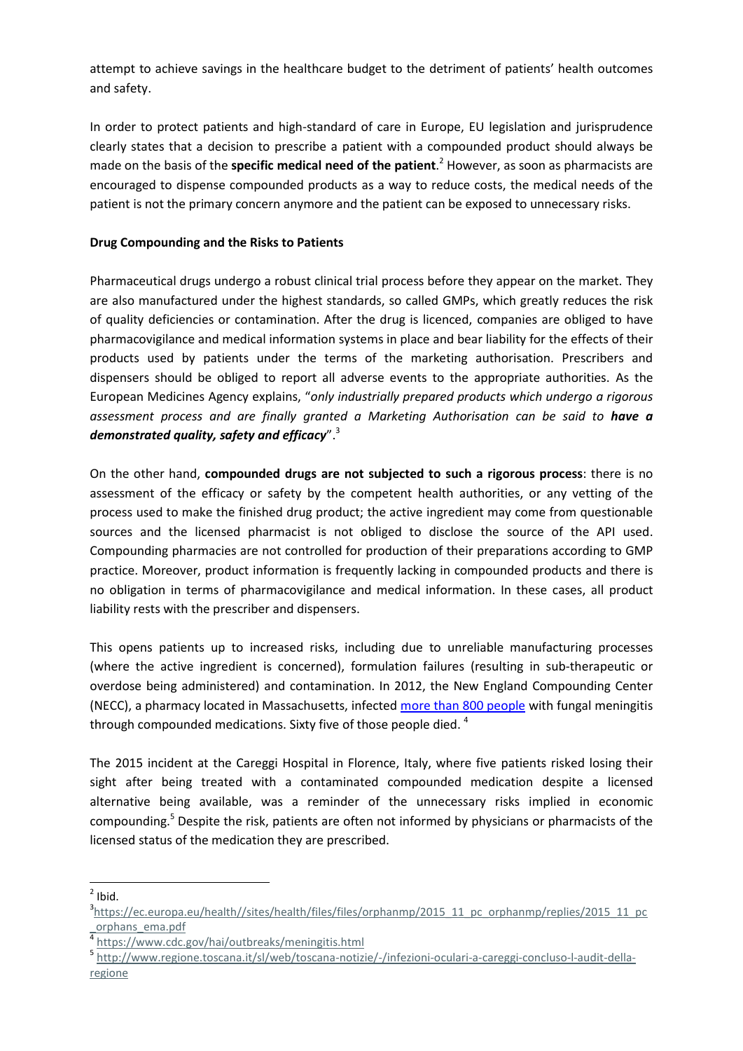attempt to achieve savings in the healthcare budget to the detriment of patients' health outcomes and safety.

In order to protect patients and high-standard of care in Europe, EU legislation and jurisprudence clearly states that a decision to prescribe a patient with a compounded product should always be made on the basis of the **specific medical need of the patient**.[2] However, as soon as pharmacists are encouraged to dispense compounded products as a way to reduce costs, the medical needs of the patient is not the primary concern anymore and the patient can be exposed to unnecessary risks.

**Drug Compounding and the Risks to Patients**

Pharmaceutical drugs undergo a robust clinical trial process before they appear on the market. They are also manufactured under the highest standards, so called GMPs, which greatly reduces the risk of quality deficiencies or contamination. After the drug is licenced, companies are obliged to have pharmacovigilance and medical information systems in place and bear liability for the effects of their products used by patients under the terms of the marketing authorisation. Prescribers and dispensers should be obliged to report all adverse events to the appropriate authorities. As the European Medicines Agency explains, "*only industrially prepared products which undergo a rigorous assessment process and are finally granted a Marketing Authorisation can be said to **have a demonstrated quality, safety and efficacy***".[3]

On the other hand, **compounded drugs are not subjected to such a rigorous process**: there is no assessment of the efficacy or safety by the competent health authorities, or any vetting of the process used to make the finished drug product; the active ingredient may come from questionable sources and the licensed pharmacist is not obliged to disclose the source of the API used. Compounding pharmacies are not controlled for production of their preparations according to GMP practice. Moreover, product information is frequently lacking in compounded products and there is no obligation in terms of pharmacovigilance and medical information. In these cases, all product liability rests with the prescriber and dispensers.

This opens patients up to increased risks, including due to unreliable manufacturing processes (where the active ingredient is concerned), formulation failures (resulting in sub-therapeutic or overdose being administered) and contamination. In 2012, the New England Compounding Center (NECC), a pharmacy located in Massachusetts, infected more than 800 people with fungal meningitis through compounded medications. Sixty five of those people died.[4]

The 2015 incident at the Careggi Hospital in Florence, Italy, where five patients risked losing their sight after being treated with a contaminated compounded medication despite a licensed alternative being available, was a reminder of the unnecessary risks implied in economic compounding.[5] Despite the risk, patients are often not informed by physicians or pharmacists of the licensed status of the medication they are prescribed.

---

[2] Ibid.

[3] https://ec.europa.eu/health//sites/health/files/files/orphanmp/2015_11_pc_orphanmp/replies/2015_11_pc_orphans_ema.pdf

[4] https://www.cdc.gov/hai/outbreaks/meningitis.html

[5] http://www.regione.toscana.it/sl/web/toscana-notizie/-/infezioni-oculari-a-careggi-concluso-l-audit-della-regione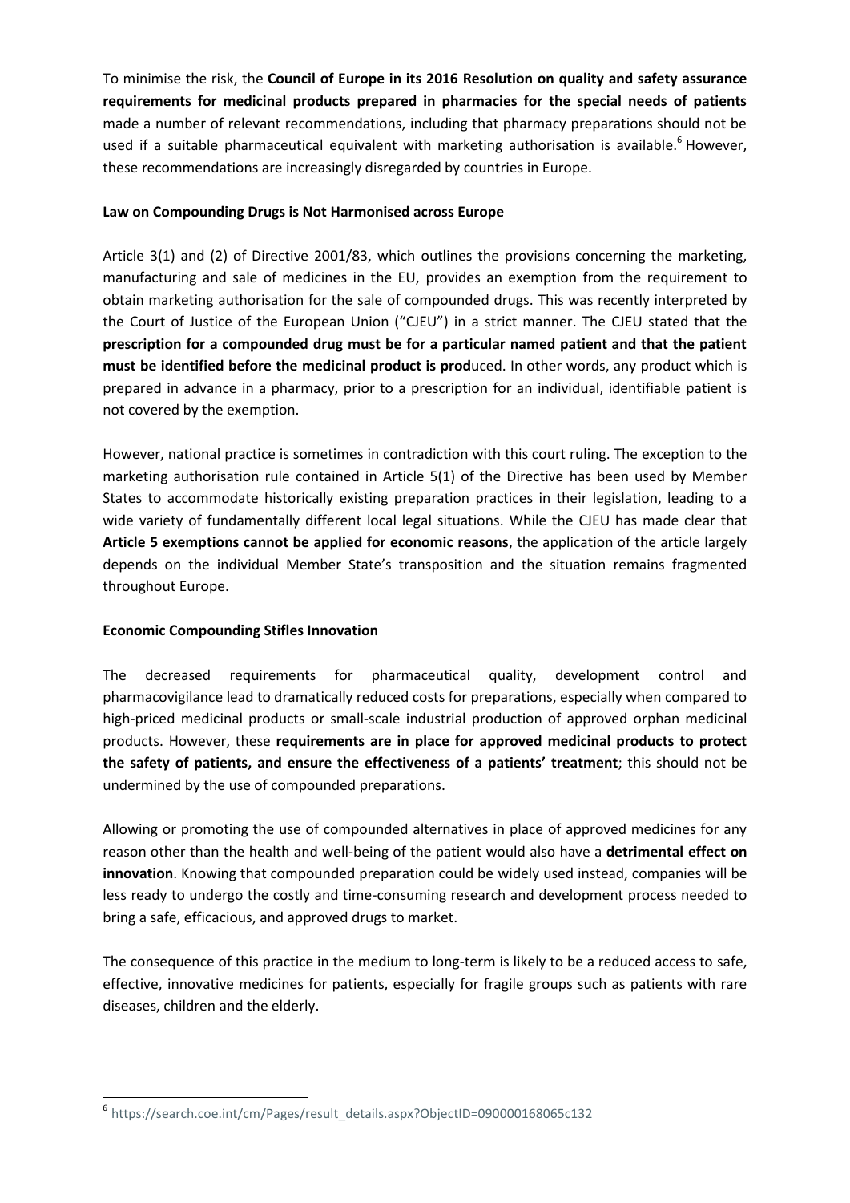To minimise the risk, the **Council of Europe in its 2016 Resolution on quality and safety assurance requirements for medicinal products prepared in pharmacies for the special needs of patients** made a number of relevant recommendations, including that pharmacy preparations should not be used if a suitable pharmaceutical equivalent with marketing authorisation is available.[6] However, these recommendations are increasingly disregarded by countries in Europe.

**Law on Compounding Drugs is Not Harmonised across Europe**

Article 3(1) and (2) of Directive 2001/83, which outlines the provisions concerning the marketing, manufacturing and sale of medicines in the EU, provides an exemption from the requirement to obtain marketing authorisation for the sale of compounded drugs. This was recently interpreted by the Court of Justice of the European Union ("CJEU") in a strict manner. The CJEU stated that the **prescription for a compounded drug must be for a particular named patient and that the patient must be identified before the medicinal product is prod**uced. In other words, any product which is prepared in advance in a pharmacy, prior to a prescription for an individual, identifiable patient is not covered by the exemption.

However, national practice is sometimes in contradiction with this court ruling. The exception to the marketing authorisation rule contained in Article 5(1) of the Directive has been used by Member States to accommodate historically existing preparation practices in their legislation, leading to a wide variety of fundamentally different local legal situations. While the CJEU has made clear that **Article 5 exemptions cannot be applied for economic reasons**, the application of the article largely depends on the individual Member State's transposition and the situation remains fragmented throughout Europe.

**Economic Compounding Stifles Innovation**

The decreased requirements for pharmaceutical quality, development control and pharmacovigilance lead to dramatically reduced costs for preparations, especially when compared to high-priced medicinal products or small-scale industrial production of approved orphan medicinal products. However, these **requirements are in place for approved medicinal products to protect the safety of patients, and ensure the effectiveness of a patients' treatment**; this should not be undermined by the use of compounded preparations.

Allowing or promoting the use of compounded alternatives in place of approved medicines for any reason other than the health and well-being of the patient would also have a **detrimental effect on innovation**. Knowing that compounded preparation could be widely used instead, companies will be less ready to undergo the costly and time-consuming research and development process needed to bring a safe, efficacious, and approved drugs to market.

The consequence of this practice in the medium to long-term is likely to be a reduced access to safe, effective, innovative medicines for patients, especially for fragile groups such as patients with rare diseases, children and the elderly.

---

[6] https://search.coe.int/cm/Pages/result_details.aspx?ObjectID=090000168065c132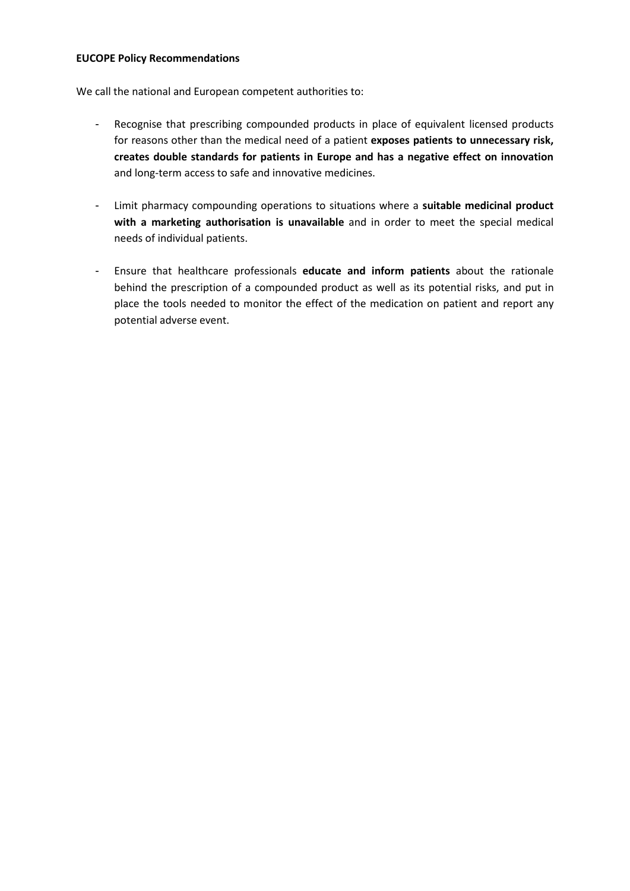**EUCOPE Policy Recommendations**

We call the national and European competent authorities to:

- Recognise that prescribing compounded products in place of equivalent licensed products for reasons other than the medical need of a patient **exposes patients to unnecessary risk, creates double standards for patients in Europe and has a negative effect on innovation** and long-term access to safe and innovative medicines.

- Limit pharmacy compounding operations to situations where a **suitable medicinal product with a marketing authorisation is unavailable** and in order to meet the special medical needs of individual patients.

- Ensure that healthcare professionals **educate and inform patients** about the rationale behind the prescription of a compounded product as well as its potential risks, and put in place the tools needed to monitor the effect of the medication on patient and report any potential adverse event.